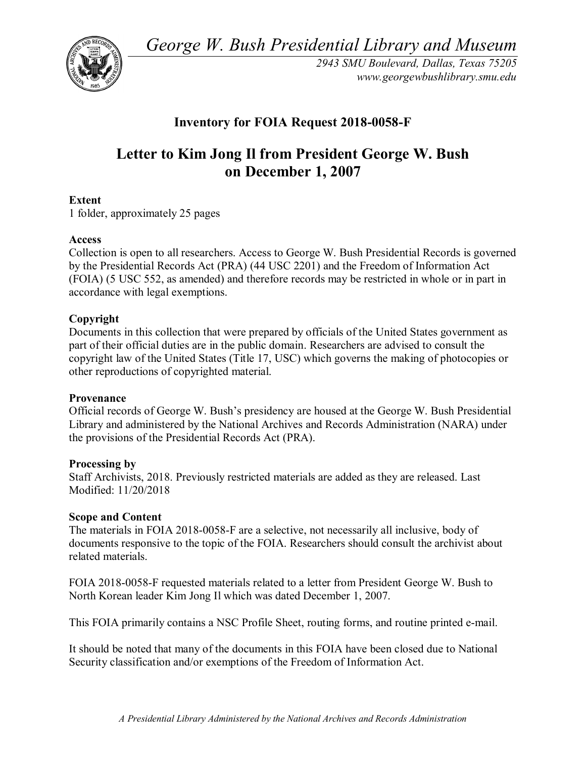*George W. Bush Presidential Library and Museum*

*2943 SMU Boulevard, Dallas, Texas 75205*
*www.georgewbushlibrary.smu.edu*

## Inventory for FOIA Request 2018-0058-F

# Letter to Kim Jong Il from President George W. Bush on December 1, 2007

**Extent**
1 folder, approximately 25 pages

**Access**
Collection is open to all researchers. Access to George W. Bush Presidential Records is governed by the Presidential Records Act (PRA) (44 USC 2201) and the Freedom of Information Act (FOIA) (5 USC 552, as amended) and therefore records may be restricted in whole or in part in accordance with legal exemptions.

**Copyright**
Documents in this collection that were prepared by officials of the United States government as part of their official duties are in the public domain. Researchers are advised to consult the copyright law of the United States (Title 17, USC) which governs the making of photocopies or other reproductions of copyrighted material.

**Provenance**
Official records of George W. Bush's presidency are housed at the George W. Bush Presidential Library and administered by the National Archives and Records Administration (NARA) under the provisions of the Presidential Records Act (PRA).

**Processing by**
Staff Archivists, 2018. Previously restricted materials are added as they are released. Last Modified: 11/20/2018

**Scope and Content**
The materials in FOIA 2018-0058-F are a selective, not necessarily all inclusive, body of documents responsive to the topic of the FOIA. Researchers should consult the archivist about related materials.

FOIA 2018-0058-F requested materials related to a letter from President George W. Bush to North Korean leader Kim Jong Il which was dated December 1, 2007.

This FOIA primarily contains a NSC Profile Sheet, routing forms, and routine printed e-mail.

It should be noted that many of the documents in this FOIA have been closed due to National Security classification and/or exemptions of the Freedom of Information Act.

*A Presidential Library Administered by the National Archives and Records Administration*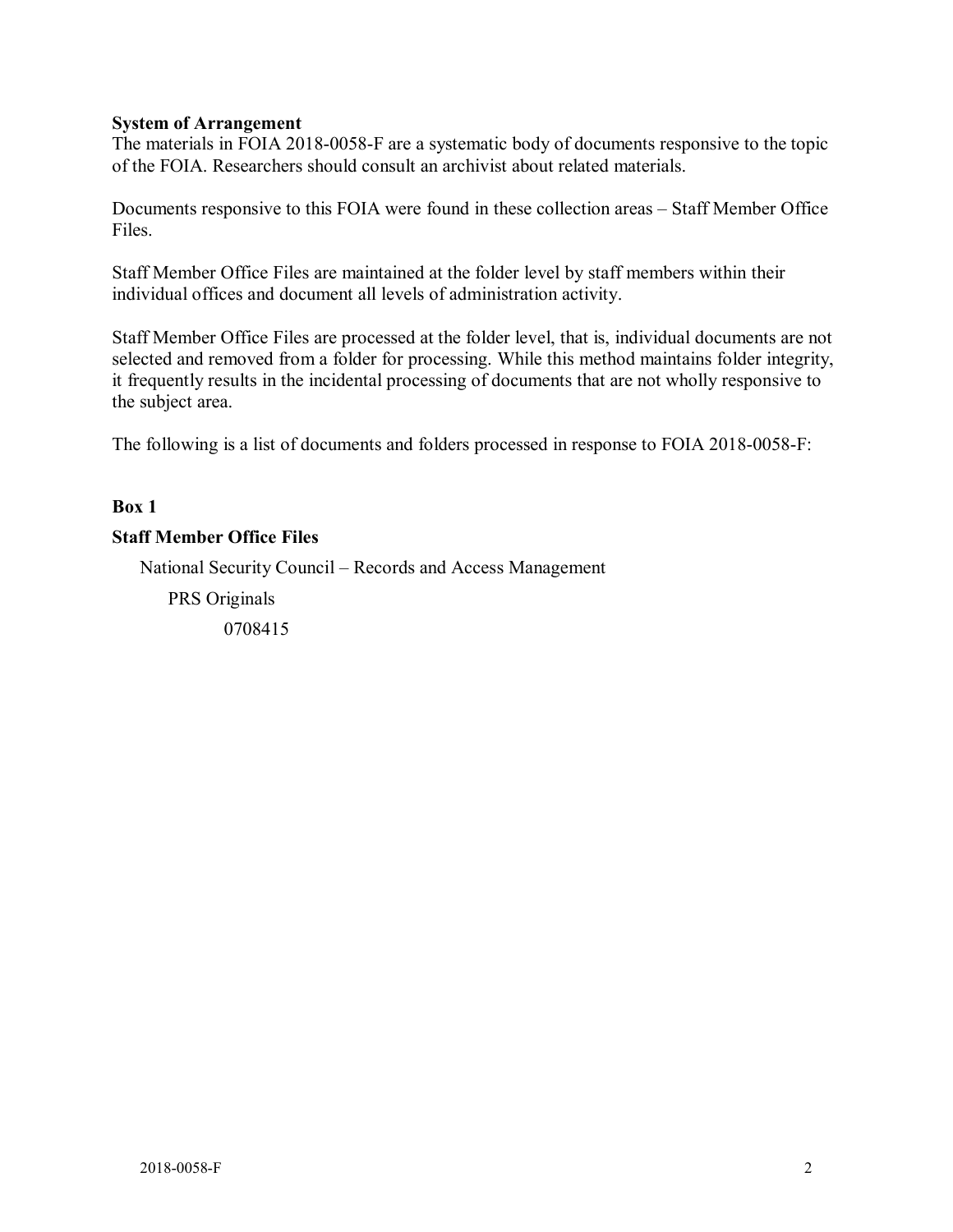**System of Arrangement**

The materials in FOIA 2018-0058-F are a systematic body of documents responsive to the topic of the FOIA. Researchers should consult an archivist about related materials.

Documents responsive to this FOIA were found in these collection areas – Staff Member Office Files.

Staff Member Office Files are maintained at the folder level by staff members within their individual offices and document all levels of administration activity.

Staff Member Office Files are processed at the folder level, that is, individual documents are not selected and removed from a folder for processing. While this method maintains folder integrity, it frequently results in the incidental processing of documents that are not wholly responsive to the subject area.

The following is a list of documents and folders processed in response to FOIA 2018-0058-F:

**Box 1**

**Staff Member Office Files**

- National Security Council – Records and Access Management
  - PRS Originals
    - 0708415